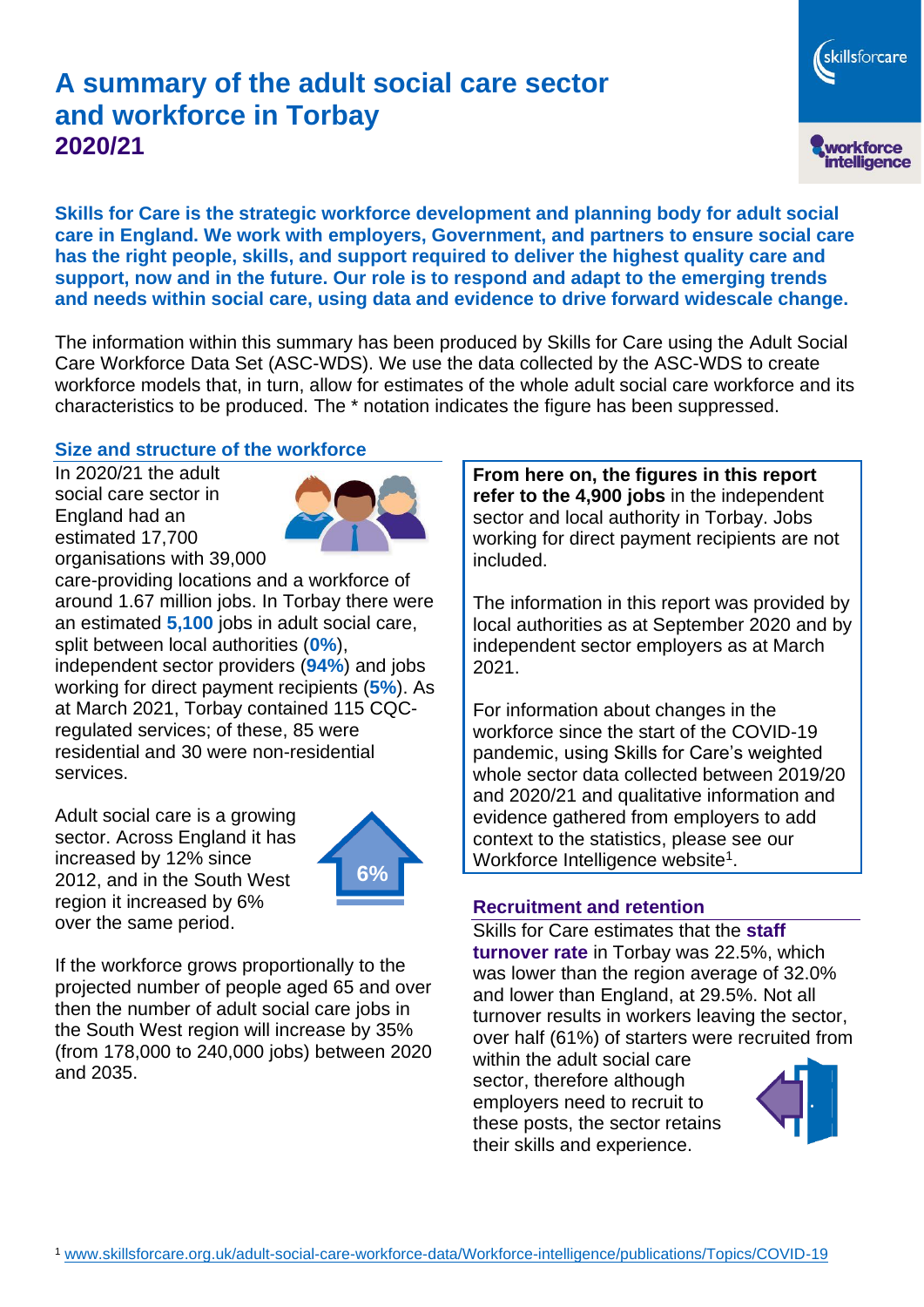# A summary of the adult social care sector and workforce in Torbay
## 2020/21

**Skills for Care is the strategic workforce development and planning body for adult social care in England. We work with employers, Government, and partners to ensure social care has the right people, skills, and support required to deliver the highest quality care and support, now and in the future. Our role is to respond and adapt to the emerging trends and needs within social care, using data and evidence to drive forward widescale change.**

The information within this summary has been produced by Skills for Care using the Adult Social Care Workforce Data Set (ASC-WDS). We use the data collected by the ASC-WDS to create workforce models that, in turn, allow for estimates of the whole adult social care workforce and its characteristics to be produced. The * notation indicates the figure has been suppressed.

### Size and structure of the workforce

In 2020/21 the adult social care sector in England had an estimated 17,700 organisations with 39,000 care-providing locations and a workforce of around 1.67 million jobs. In Torbay there were an estimated **5,100** jobs in adult social care, split between local authorities (**0%**), independent sector providers (**94%**) and jobs working for direct payment recipients (**5%**). As at March 2021, Torbay contained 115 CQC-regulated services; of these, 85 were residential and 30 were non-residential services.

Adult social care is a growing sector. Across England it has increased by 12% since 2012, and in the South West region it increased by 6% over the same period.

6%

If the workforce grows proportionally to the projected number of people aged 65 and over then the number of adult social care jobs in the South West region will increase by 35% (from 178,000 to 240,000 jobs) between 2020 and 2035.

**From here on, the figures in this report refer to the 4,900 jobs** in the independent sector and local authority in Torbay. Jobs working for direct payment recipients are not included.

The information in this report was provided by local authorities as at September 2020 and by independent sector employers as at March 2021.

For information about changes in the workforce since the start of the COVID-19 pandemic, using Skills for Care's weighted whole sector data collected between 2019/20 and 2020/21 and qualitative information and evidence gathered from employers to add context to the statistics, please see our Workforce Intelligence website[1].

### Recruitment and retention

Skills for Care estimates that the **staff turnover rate** in Torbay was 22.5%, which was lower than the region average of 32.0% and lower than England, at 29.5%. Not all turnover results in workers leaving the sector, over half (61%) of starters were recruited from within the adult social care sector, therefore although employers need to recruit to these posts, the sector retains their skills and experience.

[1] www.skillsforcare.org.uk/adult-social-care-workforce-data/Workforce-intelligence/publications/Topics/COVID-19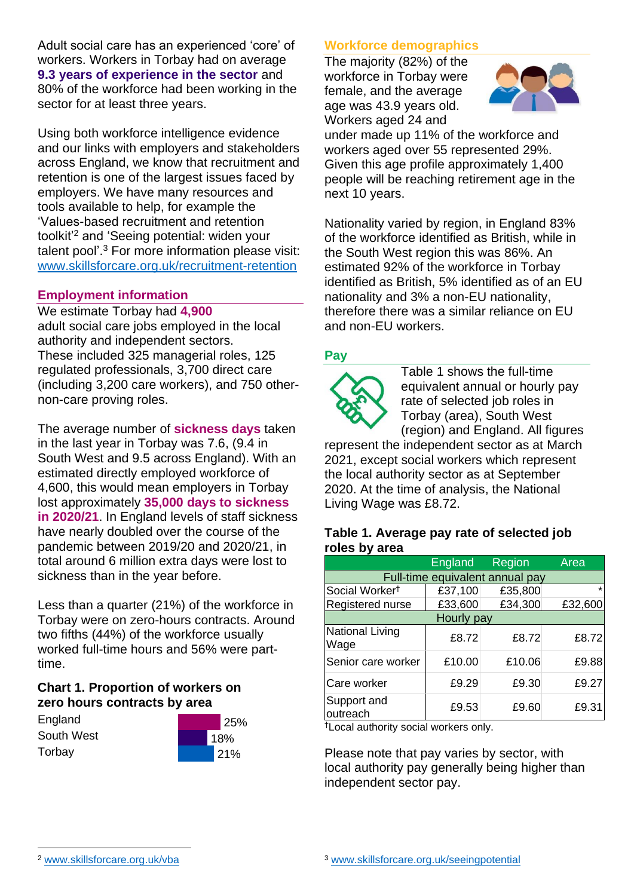Adult social care has an experienced 'core' of workers. Workers in Torbay had on average **9.3 years of experience in the sector** and 80% of the workforce had been working in the sector for at least three years.

Using both workforce intelligence evidence and our links with employers and stakeholders across England, we know that recruitment and retention is one of the largest issues faced by employers. We have many resources and tools available to help, for example the 'Values-based recruitment and retention toolkit'[2] and 'Seeing potential: widen your talent pool'.[3] For more information please visit: www.skillsforcare.org.uk/recruitment-retention

## Employment information

We estimate Torbay had **4,900** adult social care jobs employed in the local authority and independent sectors. These included 325 managerial roles, 125 regulated professionals, 3,700 direct care (including 3,200 care workers), and 750 other-non-care proving roles.

The average number of **sickness days** taken in the last year in Torbay was 7.6, (9.4 in South West and 9.5 across England). With an estimated directly employed workforce of 4,600, this would mean employers in Torbay lost approximately **35,000 days to sickness in 2020/21**. In England levels of staff sickness have nearly doubled over the course of the pandemic between 2019/20 and 2020/21, in total around 6 million extra days were lost to sickness than in the year before.

Less than a quarter (21%) of the workforce in Torbay were on zero-hours contracts. Around two fifths (44%) of the workforce usually worked full-time hours and 56% were part-time.

### Chart 1. Proportion of workers on zero hours contracts by area

| Area | Proportion |
|---|---|
| England | 25% |
| South West | 18% |
| Torbay | 21% |

## Workforce demographics

The majority (82%) of the workforce in Torbay were female, and the average age was 43.9 years old. Workers aged 24 and under made up 11% of the workforce and workers aged over 55 represented 29%. Given this age profile approximately 1,400 people will be reaching retirement age in the next 10 years.

Nationality varied by region, in England 83% of the workforce identified as British, while in the South West region this was 86%. An estimated 92% of the workforce in Torbay identified as British, 5% identified as of an EU nationality and 3% a non-EU nationality, therefore there was a similar reliance on EU and non-EU workers.

## Pay

Table 1 shows the full-time equivalent annual or hourly pay rate of selected job roles in Torbay (area), South West (region) and England. All figures represent the independent sector as at March 2021, except social workers which represent the local authority sector as at September 2020. At the time of analysis, the National Living Wage was £8.72.

### Table 1. Average pay rate of selected job roles by area

| | England | Region | Area |
|---|---|---|---|
| **Full-time equivalent annual pay** | | | |
| Social Worker† | £37,100 | £35,800 | * |
| Registered nurse | £33,600 | £34,300 | £32,600 |
| **Hourly pay** | | | |
| National Living Wage | £8.72 | £8.72 | £8.72 |
| Senior care worker | £10.00 | £10.06 | £9.88 |
| Care worker | £9.29 | £9.30 | £9.27 |
| Support and outreach | £9.53 | £9.60 | £9.31 |

†Local authority social workers only.

Please note that pay varies by sector, with local authority pay generally being higher than independent sector pay.

---

[2] www.skillsforcare.org.uk/vba

[3] www.skillsforcare.org.uk/seeingpotential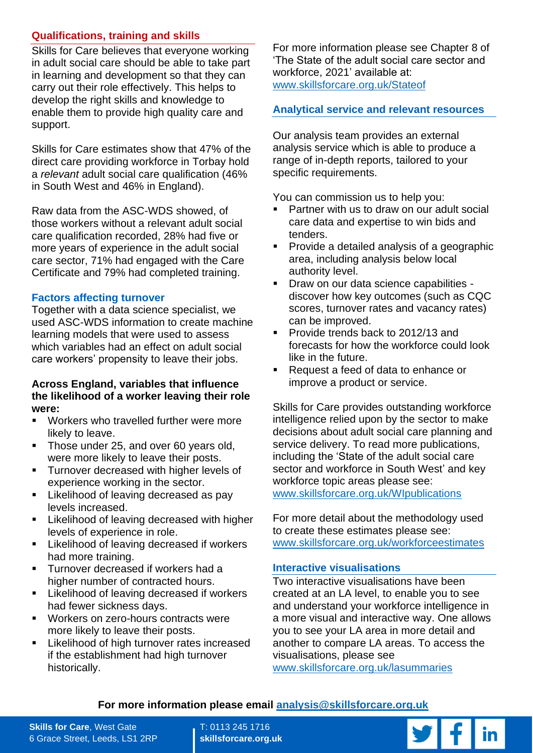## Qualifications, training and skills

Skills for Care believes that everyone working in adult social care should be able to take part in learning and development so that they can carry out their role effectively. This helps to develop the right skills and knowledge to enable them to provide high quality care and support.

Skills for Care estimates show that 47% of the direct care providing workforce in Torbay hold a *relevant* adult social care qualification (46% in South West and 46% in England).

Raw data from the ASC-WDS showed, of those workers without a relevant adult social care qualification recorded, 28% had five or more years of experience in the adult social care sector, 71% had engaged with the Care Certificate and 79% had completed training.

## Factors affecting turnover

Together with a data science specialist, we used ASC-WDS information to create machine learning models that were used to assess which variables had an effect on adult social care workers' propensity to leave their jobs.

**Across England, variables that influence the likelihood of a worker leaving their role were:**

- Workers who travelled further were more likely to leave.
- Those under 25, and over 60 years old, were more likely to leave their posts.
- Turnover decreased with higher levels of experience working in the sector.
- Likelihood of leaving decreased as pay levels increased.
- Likelihood of leaving decreased with higher levels of experience in role.
- Likelihood of leaving decreased if workers had more training.
- Turnover decreased if workers had a higher number of contracted hours.
- Likelihood of leaving decreased if workers had fewer sickness days.
- Workers on zero-hours contracts were more likely to leave their posts.
- Likelihood of high turnover rates increased if the establishment had high turnover historically.

For more information please see Chapter 8 of 'The State of the adult social care sector and workforce, 2021' available at: www.skillsforcare.org.uk/Stateof

## Analytical service and relevant resources

Our analysis team provides an external analysis service which is able to produce a range of in-depth reports, tailored to your specific requirements.

You can commission us to help you:

- Partner with us to draw on our adult social care data and expertise to win bids and tenders.
- Provide a detailed analysis of a geographic area, including analysis below local authority level.
- Draw on our data science capabilities - discover how key outcomes (such as CQC scores, turnover rates and vacancy rates) can be improved.
- Provide trends back to 2012/13 and forecasts for how the workforce could look like in the future.
- Request a feed of data to enhance or improve a product or service.

Skills for Care provides outstanding workforce intelligence relied upon by the sector to make decisions about adult social care planning and service delivery. To read more publications, including the 'State of the adult social care sector and workforce in South West' and key workforce topic areas please see: www.skillsforcare.org.uk/WIpublications

For more detail about the methodology used to create these estimates please see: www.skillsforcare.org.uk/workforceestimates

## Interactive visualisations

Two interactive visualisations have been created at an LA level, to enable you to see and understand your workforce intelligence in a more visual and interactive way. One allows you to see your LA area in more detail and another to compare LA areas. To access the visualisations, please see www.skillsforcare.org.uk/lasummaries

**For more information please email analysis@skillsforcare.org.uk**

**Skills for Care**, West Gate
6 Grace Street, Leeds, LS1 2RP

T: 0113 245 1716
**skillsforcare.org.uk**